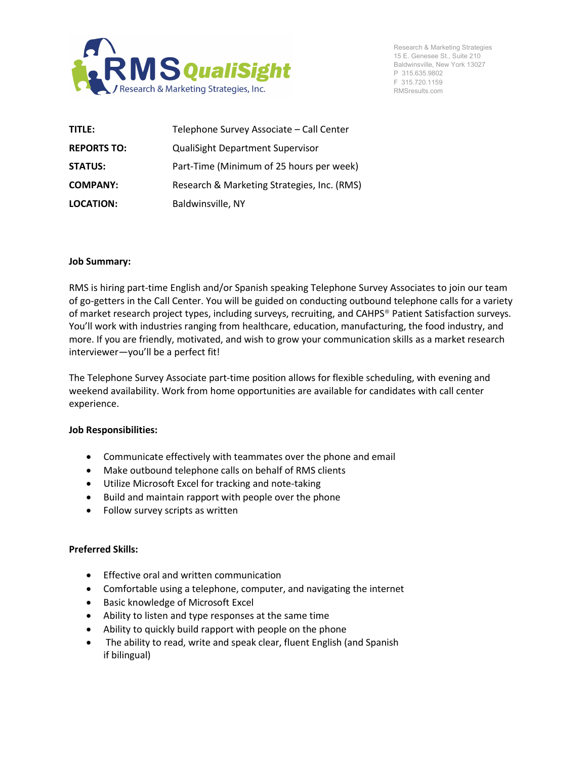Research & Marketing Strategies
15 E. Genesee St., Suite 210
Baldwinsville, New York 13027
P 315.635.9802
F 315.720.1159
RMSresults.com

| | |
|---|---|
| **TITLE:** | Telephone Survey Associate – Call Center |
| **REPORTS TO:** | QualiSight Department Supervisor |
| **STATUS:** | Part-Time (Minimum of 25 hours per week) |
| **COMPANY:** | Research & Marketing Strategies, Inc. (RMS) |
| **LOCATION:** | Baldwinsville, NY |

### Job Summary:

RMS is hiring part-time English and/or Spanish speaking Telephone Survey Associates to join our team of go-getters in the Call Center. You will be guided on conducting outbound telephone calls for a variety of market research project types, including surveys, recruiting, and CAHPS® Patient Satisfaction surveys. You'll work with industries ranging from healthcare, education, manufacturing, the food industry, and more. If you are friendly, motivated, and wish to grow your communication skills as a market research interviewer—you'll be a perfect fit!

The Telephone Survey Associate part-time position allows for flexible scheduling, with evening and weekend availability. Work from home opportunities are available for candidates with call center experience.

### Job Responsibilities:

- Communicate effectively with teammates over the phone and email
- Make outbound telephone calls on behalf of RMS clients
- Utilize Microsoft Excel for tracking and note-taking
- Build and maintain rapport with people over the phone
- Follow survey scripts as written

### Preferred Skills:

- Effective oral and written communication
- Comfortable using a telephone, computer, and navigating the internet
- Basic knowledge of Microsoft Excel
- Ability to listen and type responses at the same time
- Ability to quickly build rapport with people on the phone
- The ability to read, write and speak clear, fluent English (and Spanish if bilingual)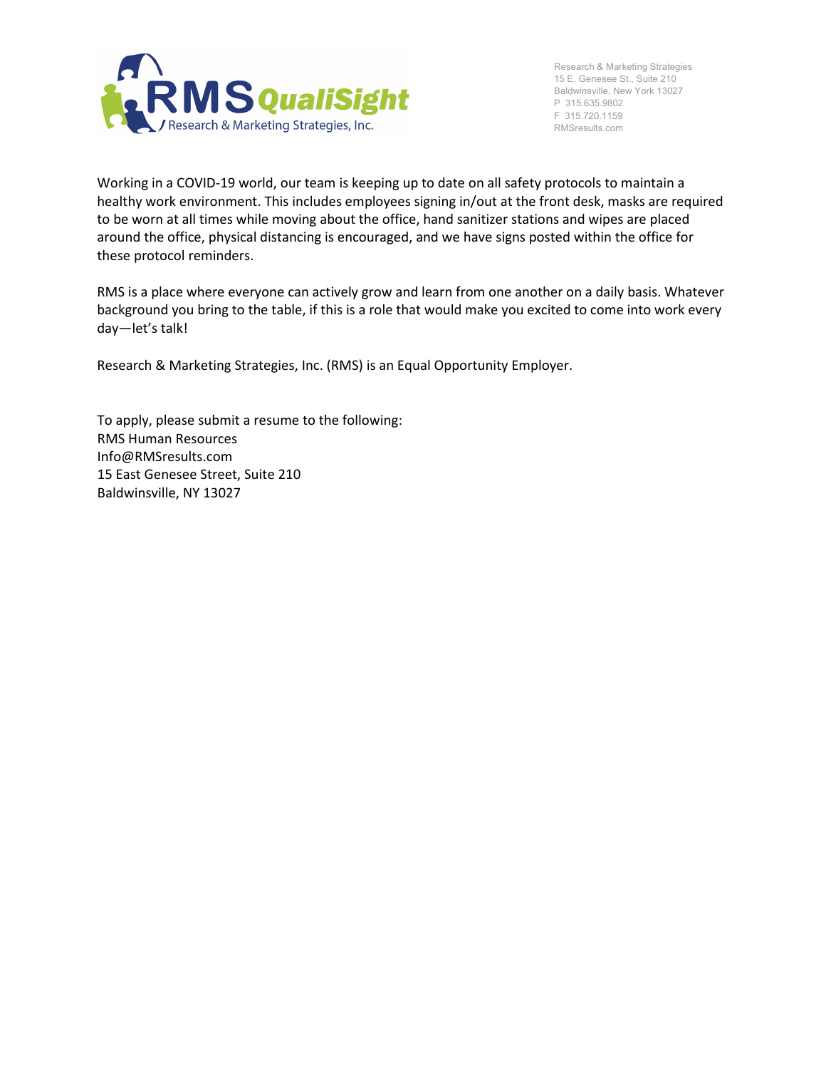Research & Marketing Strategies
15 E. Genesee St., Suite 210
Baldwinsville, New York 13027
P 315.635.9802
F 315.720.1159
RMSresults.com

Working in a COVID-19 world, our team is keeping up to date on all safety protocols to maintain a healthy work environment. This includes employees signing in/out at the front desk, masks are required to be worn at all times while moving about the office, hand sanitizer stations and wipes are placed around the office, physical distancing is encouraged, and we have signs posted within the office for these protocol reminders.

RMS is a place where everyone can actively grow and learn from one another on a daily basis. Whatever background you bring to the table, if this is a role that would make you excited to come into work every day—let's talk!

Research & Marketing Strategies, Inc. (RMS) is an Equal Opportunity Employer.

To apply, please submit a resume to the following:
RMS Human Resources
Info@RMSresults.com
15 East Genesee Street, Suite 210
Baldwinsville, NY 13027